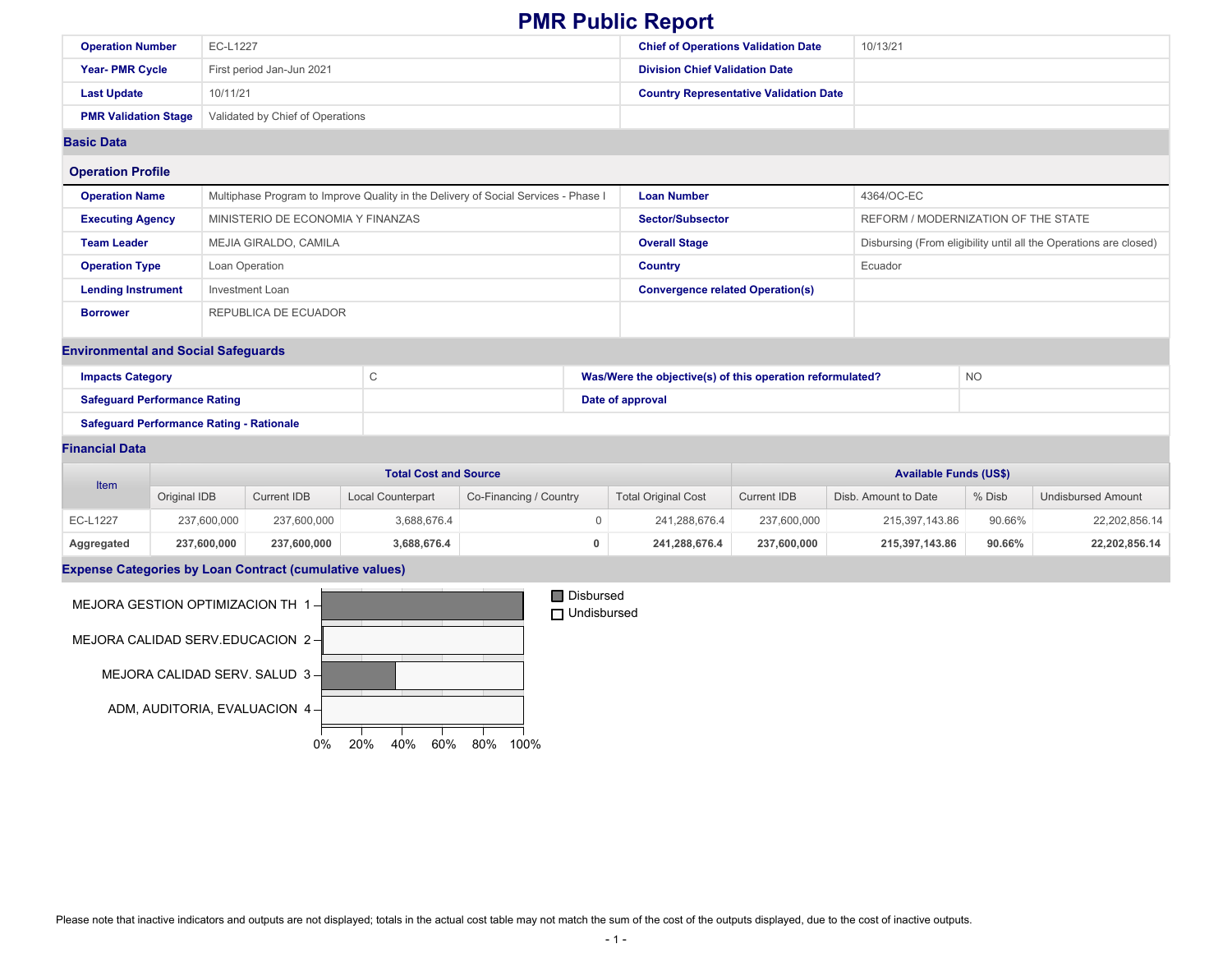# PMR Public Report

| | | | |
|---|---|---|---|
| **Operation Number** | EC-L1227 | **Chief of Operations Validation Date** | 10/13/21 |
| **Year- PMR Cycle** | First period Jan-Jun 2021 | **Division Chief Validation Date** | |
| **Last Update** | 10/11/21 | **Country Representative Validation Date** | |
| **PMR Validation Stage** | Validated by Chief of Operations | | |

## Basic Data

### Operation Profile

| | | | |
|---|---|---|---|
| **Operation Name** | Multiphase Program to Improve Quality in the Delivery of Social Services - Phase I | **Loan Number** | 4364/OC-EC |
| **Executing Agency** | MINISTERIO DE ECONOMIA Y FINANZAS | **Sector/Subsector** | REFORM / MODERNIZATION OF THE STATE |
| **Team Leader** | MEJIA GIRALDO, CAMILA | **Overall Stage** | Disbursing (From eligibility until all the Operations are closed) |
| **Operation Type** | Loan Operation | **Country** | Ecuador |
| **Lending Instrument** | Investment Loan | **Convergence related Operation(s)** | |
| **Borrower** | REPUBLICA DE ECUADOR | | |

## Environmental and Social Safeguards

| | | | |
|---|---|---|---|
| **Impacts Category** | C | **Was/Were the objective(s) of this operation reformulated?** | NO |
| **Safeguard Performance Rating** | | **Date of approval** | |
| **Safeguard Performance Rating - Rationale** | | | |

## Financial Data

| Item | Total Cost and Source | | | | | Available Funds (US$) | | | |
|---|---|---|---|---|---|---|---|---|---|
| | Original IDB | Current IDB | Local Counterpart | Co-Financing / Country | Total Original Cost | Current IDB | Disb. Amount to Date | % Disb | Undisbursed Amount |
| EC-L1227 | 237,600,000 | 237,600,000 | 3,688,676.4 | 0 | 241,288,676.4 | 237,600,000 | 215,397,143.86 | 90.66% | 22,202,856.14 |
| **Aggregated** | **237,600,000** | **237,600,000** | **3,688,676.4** | **0** | **241,288,676.4** | **237,600,000** | **215,397,143.86** | **90.66%** | **22,202,856.14** |

## Expense Categories by Loan Contract (cumulative values)

Legend: Disbursed / Undisbursed

- MEJORA GESTION OPTIMIZACION TH 1
- MEJORA CALIDAD SERV.EDUCACION 2
- MEJORA CALIDAD SERV. SALUD 3
- ADM, AUDITORIA, EVALUACION 4

0% 20% 40% 60% 80% 100%

Please note that inactive indicators and outputs are not displayed; totals in the actual cost table may not match the sum of the cost of the outputs displayed, due to the cost of inactive outputs.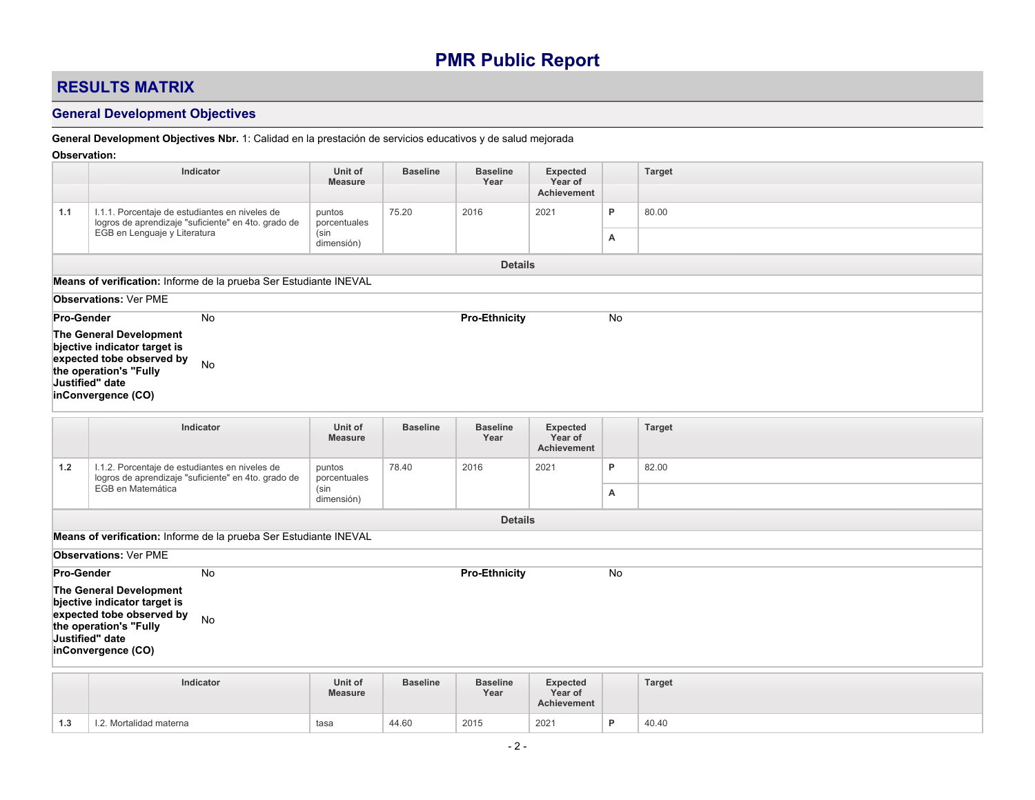# PMR Public Report

## RESULTS MATRIX

### General Development Objectives

**General Development Objectives Nbr.** 1: Calidad en la prestación de servicios educativos y de salud mejorada

**Observation:**

| | Indicator | Unit of Measure | Baseline | Baseline Year | Expected Year of Achievement | | Target |
|---|---|---|---|---|---|---|---|
| 1.1 | I.1.1. Porcentaje de estudiantes en niveles de logros de aprendizaje "suficiente" en 4to. grado de EGB en Lenguaje y Literatura | puntos porcentuales (sin dimensión) | 75.20 | 2016 | 2021 | P | 80.00 |
| | | | | | | A | |

**Details**

**Means of verification:** Informe de la prueba Ser Estudiante INEVAL

**Observations:** Ver PME

**Pro-Gender** No

**Pro-Ethnicity** No

**The General Development bjective indicator target is expected tobe observed by the operation's "Fully Justified" date inConvergence (CO)** No

| | Indicator | Unit of Measure | Baseline | Baseline Year | Expected Year of Achievement | | Target |
|---|---|---|---|---|---|---|---|
| 1.2 | I.1.2. Porcentaje de estudiantes en niveles de logros de aprendizaje "suficiente" en 4to. grado de EGB en Matemática | puntos porcentuales (sin dimensión) | 78.40 | 2016 | 2021 | P | 82.00 |
| | | | | | | A | |

**Details**

**Means of verification:** Informe de la prueba Ser Estudiante INEVAL

**Observations:** Ver PME

**Pro-Gender** No

**Pro-Ethnicity** No

**The General Development bjective indicator target is expected tobe observed by the operation's "Fully Justified" date inConvergence (CO)** No

| | Indicator | Unit of Measure | Baseline | Baseline Year | Expected Year of Achievement | | Target |
|---|---|---|---|---|---|---|---|
| 1.3 | I.2. Mortalidad materna | tasa | 44.60 | 2015 | 2021 | P | 40.40 |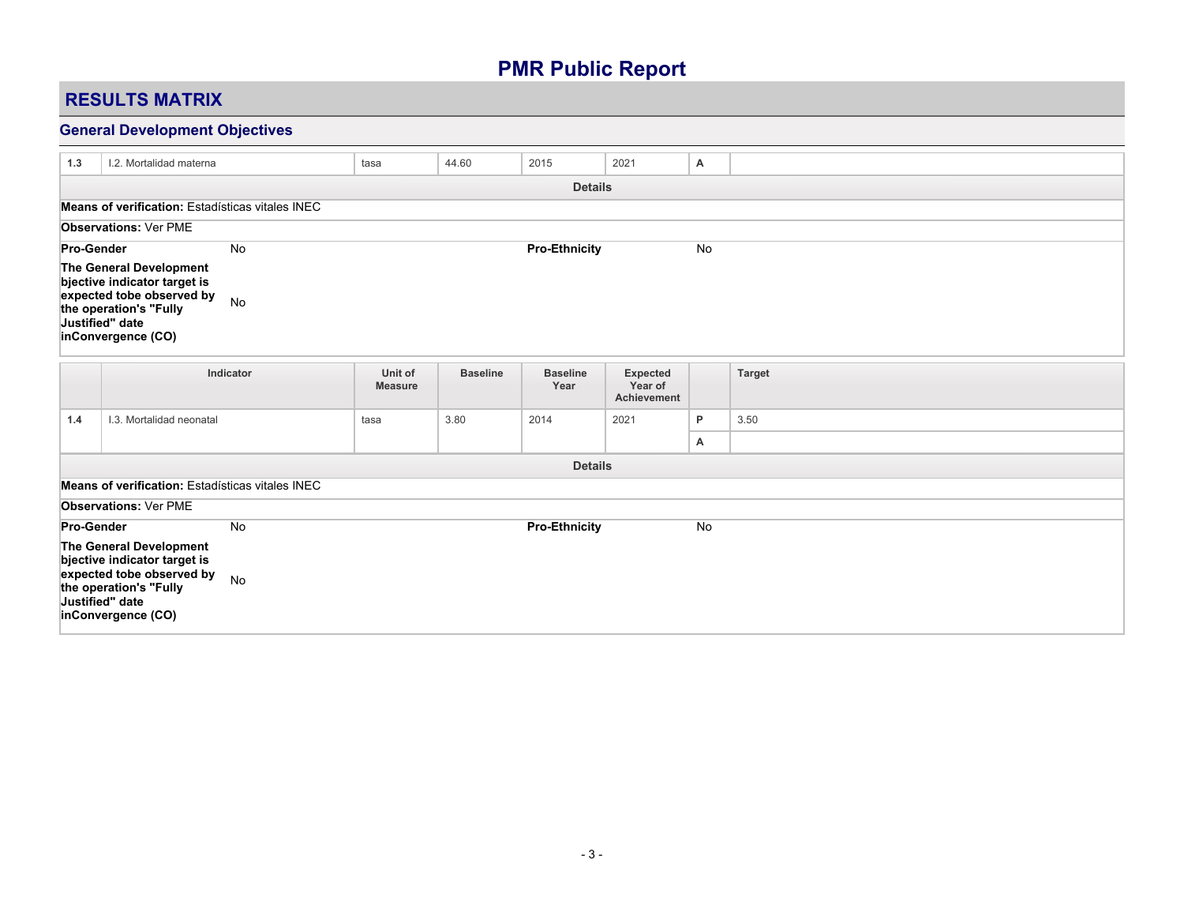# PMR Public Report

## RESULTS MATRIX

### General Development Objectives

| | Indicator | Unit of Measure | Baseline | Baseline Year | Expected Year of Achievement | | Target |
|---|---|---|---|---|---|---|---|
| 1.3 | I.2. Mortalidad materna | tasa | 44.60 | 2015 | 2021 | A | |

**Details**

**Means of verification:** Estadísticas vitales INEC

**Observations:** Ver PME

**Pro-Gender** No | **Pro-Ethnicity** No

**The General Development bjective indicator target is expected tobe observed by the operation's "Fully Justified" date inConvergence (CO)** No

| | Indicator | Unit of Measure | Baseline | Baseline Year | Expected Year of Achievement | | Target |
|---|---|---|---|---|---|---|---|
| 1.4 | I.3. Mortalidad neonatal | tasa | 3.80 | 2014 | 2021 | P | 3.50 |
| | | | | | | A | |

**Details**

**Means of verification:** Estadísticas vitales INEC

**Observations:** Ver PME

**Pro-Gender** No | **Pro-Ethnicity** No

**The General Development bjective indicator target is expected tobe observed by the operation's "Fully Justified" date inConvergence (CO)** No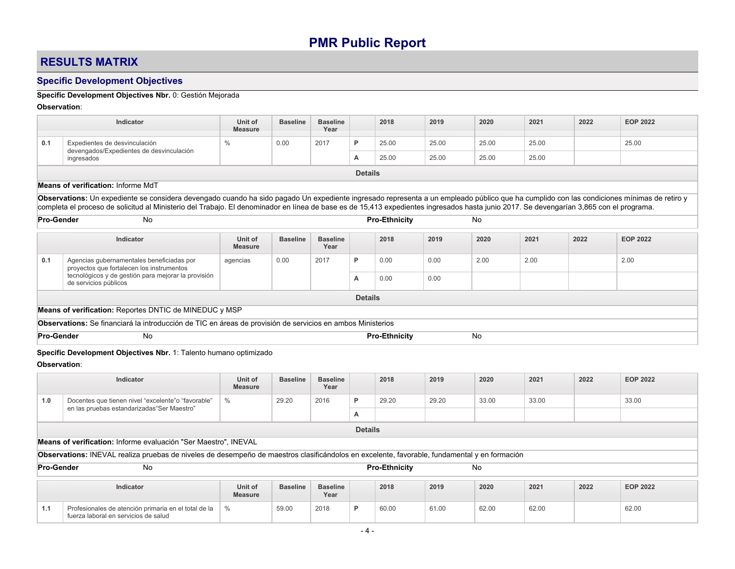# PMR Public Report

## RESULTS MATRIX

### Specific Development Objectives

**Specific Development Objectives Nbr.** 0: Gestión Mejorada

**Observation**:

| | Indicator | Unit of Measure | Baseline | Baseline Year | | 2018 | 2019 | 2020 | 2021 | 2022 | EOP 2022 |
|---|---|---|---|---|---|---|---|---|---|---|---|
| 0.1 | Expedientes de desvinculación devengados/Expedientes de desvinculación ingresados | % | 0.00 | 2017 | P | 25.00 | 25.00 | 25.00 | 25.00 | | 25.00 |
| | | | | | A | 25.00 | 25.00 | 25.00 | 25.00 | | |

**Details**

**Means of verification:** Informe MdT

**Observations:** Un expediente se considera devengado cuando ha sido pagado Un expediente ingresado representa a un empleado público que ha cumplido con las condiciones mínimas de retiro y completa el proceso de solicitud al Ministerio del Trabajo. El denominador en línea de base es de 15,413 expedientes ingresados hasta junio 2017. Se devengarían 3,865 con el programa.

**Pro-Gender** No **Pro-Ethnicity** No

| | Indicator | Unit of Measure | Baseline | Baseline Year | | 2018 | 2019 | 2020 | 2021 | 2022 | EOP 2022 |
|---|---|---|---|---|---|---|---|---|---|---|---|
| 0.1 | Agencias gubernamentales beneficiadas por proyectos que fortalecen los instrumentos tecnológicos y de gestión para mejorar la provisión de servicios públicos | agencias | 0.00 | 2017 | P | 0.00 | 0.00 | 2.00 | 2.00 | | 2.00 |
| | | | | | A | 0.00 | 0.00 | | | | |

**Details**

**Means of verification:** Reportes DNTIC de MINEDUC y MSP

**Observations:** Se financiará la introducción de TIC en áreas de provisión de servicios en ambos Ministerios

**Pro-Gender** No **Pro-Ethnicity** No

**Specific Development Objectives Nbr.** 1: Talento humano optimizado

**Observation**:

| | Indicator | Unit of Measure | Baseline | Baseline Year | | 2018 | 2019 | 2020 | 2021 | 2022 | EOP 2022 |
|---|---|---|---|---|---|---|---|---|---|---|---|
| 1.0 | Docentes que tienen nivel “excelente”o “favorable” en las pruebas estandarizadas“Ser Maestro” | % | 29.20 | 2016 | P | 29.20 | 29.20 | 33.00 | 33.00 | | 33.00 |
| | | | | | A | | | | | | |

**Details**

**Means of verification:** Informe evaluación "Ser Maestro", INEVAL

**Observations:** INEVAL realiza pruebas de niveles de desempeño de maestros clasificándolos en excelente, favorable, fundamental y en formación

**Pro-Gender** No **Pro-Ethnicity** No

| | Indicator | Unit of Measure | Baseline | Baseline Year | | 2018 | 2019 | 2020 | 2021 | 2022 | EOP 2022 |
|---|---|---|---|---|---|---|---|---|---|---|---|
| 1.1 | Profesionales de atención primaria en el total de la fuerza laboral en servicios de salud | % | 59.00 | 2018 | P | 60.00 | 61.00 | 62.00 | 62.00 | | 62.00 |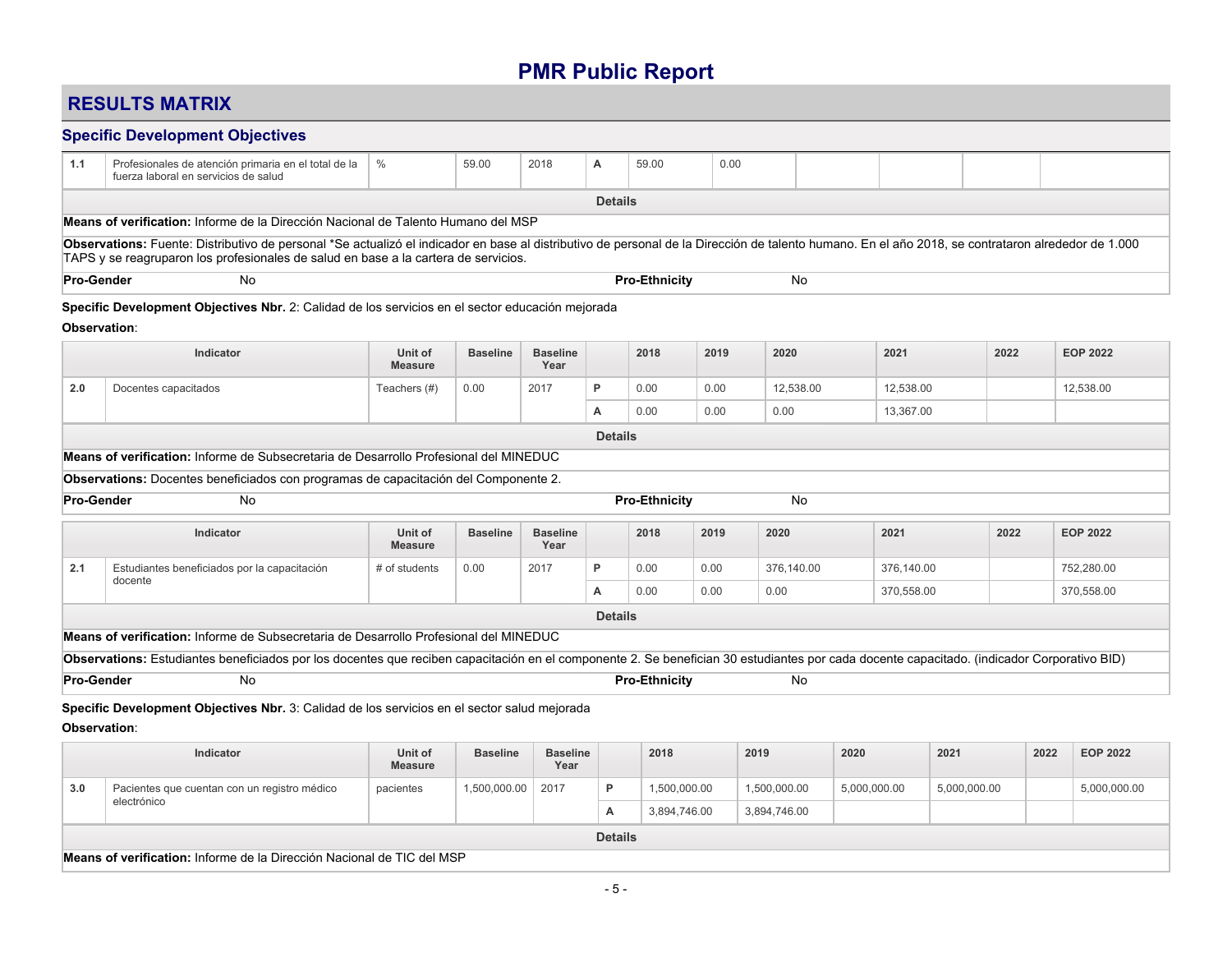# PMR Public Report

## RESULTS MATRIX

### Specific Development Objectives

| | | | | | | | | | | | |
|---|---|---|---|---|---|---|---|---|---|---|---|
| 1.1 | Profesionales de atención primaria en el total de la fuerza laboral en servicios de salud | % | 59.00 | 2018 | A | 59.00 | 0.00 | | | | |

**Details**

**Means of verification:** Informe de la Dirección Nacional de Talento Humano del MSP

**Observations:** Fuente: Distributivo de personal *Se actualizó el indicador en base al distributivo de personal de la Dirección de talento humano. En el año 2018, se contrataron alrededor de 1.000 TAPS y se reagruparon los profesionales de salud en base a la cartera de servicios.

**Pro-Gender** No **Pro-Ethnicity** No

**Specific Development Objectives Nbr.** 2: Calidad de los servicios en el sector educación mejorada

**Observation**:

| | Indicator | Unit of Measure | Baseline | Baseline Year | | 2018 | 2019 | 2020 | 2021 | 2022 | EOP 2022 |
|---|---|---|---|---|---|---|---|---|---|---|---|
| 2.0 | Docentes capacitados | Teachers (#) | 0.00 | 2017 | P | 0.00 | 0.00 | 12,538.00 | 12,538.00 | | 12,538.00 |
| | | | | | A | 0.00 | 0.00 | 0.00 | 13,367.00 | | |

**Details**

**Means of verification:** Informe de Subsecretaria de Desarrollo Profesional del MINEDUC

**Observations:** Docentes beneficiados con programas de capacitación del Componente 2.

**Pro-Gender** No **Pro-Ethnicity** No

| | Indicator | Unit of Measure | Baseline | Baseline Year | | 2018 | 2019 | 2020 | 2021 | 2022 | EOP 2022 |
|---|---|---|---|---|---|---|---|---|---|---|---|
| 2.1 | Estudiantes beneficiados por la capacitación docente | # of students | 0.00 | 2017 | P | 0.00 | 0.00 | 376,140.00 | 376,140.00 | | 752,280.00 |
| | | | | | A | 0.00 | 0.00 | 0.00 | 370,558.00 | | 370,558.00 |

**Details**

**Means of verification:** Informe de Subsecretaria de Desarrollo Profesional del MINEDUC

**Observations:** Estudiantes beneficiados por los docentes que reciben capacitación en el componente 2. Se benefician 30 estudiantes por cada docente capacitado. (indicador Corporativo BID)

**Pro-Gender** No **Pro-Ethnicity** No

**Specific Development Objectives Nbr.** 3: Calidad de los servicios en el sector salud mejorada

**Observation**:

| | Indicator | Unit of Measure | Baseline | Baseline Year | | 2018 | 2019 | 2020 | 2021 | 2022 | EOP 2022 |
|---|---|---|---|---|---|---|---|---|---|---|---|
| 3.0 | Pacientes que cuentan con un registro médico electrónico | pacientes | 1,500,000.00 | 2017 | P | 1,500,000.00 | 1,500,000.00 | 5,000,000.00 | 5,000,000.00 | | 5,000,000.00 |
| | | | | | A | 3,894,746.00 | 3,894,746.00 | | | | |

**Details**

**Means of verification:** Informe de la Dirección Nacional de TIC del MSP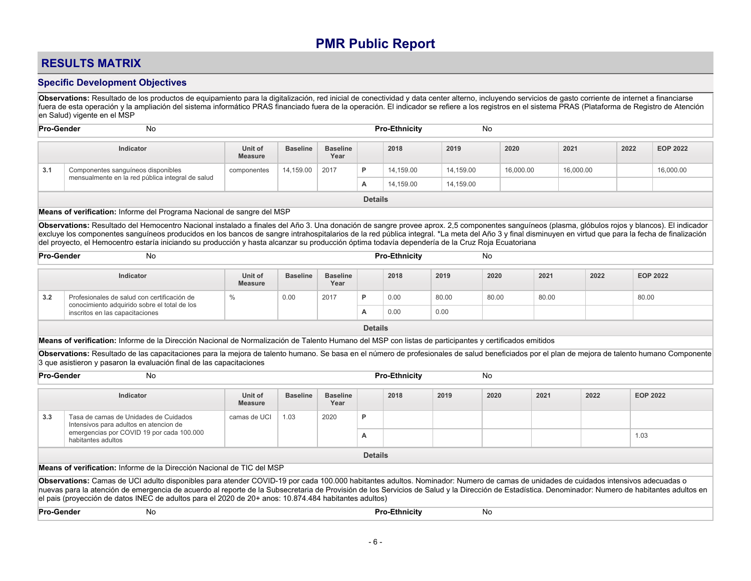# PMR Public Report

## RESULTS MATRIX

### Specific Development Objectives

**Observations:** Resultado de los productos de equipamiento para la digitalización, red inicial de conectividad y data center alterno, incluyendo servicios de gasto corriente de internet a financiarse fuera de esta operación y la ampliación del sistema informático PRAS financiado fuera de la operación. El indicador se refiere a los registros en el sistema PRAS (Plataforma de Registro de Atención en Salud) vigente en el MSP

**Pro-Gender** No **Pro-Ethnicity** No

| | Indicator | Unit of Measure | Baseline | Baseline Year | | 2018 | 2019 | 2020 | 2021 | 2022 | EOP 2022 |
|---|---|---|---|---|---|---|---|---|---|---|---|
| 3.1 | Componentes sanguíneos disponibles mensualmente en la red pública integral de salud | componentes | 14,159.00 | 2017 | P | 14,159.00 | 14,159.00 | 16,000.00 | 16,000.00 | | 16,000.00 |
| | | | | | A | 14,159.00 | 14,159.00 | | | | |

**Details**

**Means of verification:** Informe del Programa Nacional de sangre del MSP

**Observations:** Resultado del Hemocentro Nacional instalado a finales del Año 3. Una donación de sangre provee aprox. 2,5 componentes sanguíneos (plasma, glóbulos rojos y blancos). El indicador excluye los componentes sanguíneos producidos en los bancos de sangre intrahospitalarios de la red pública integral. *La meta del Año 3 y final disminuyen en virtud que para la fecha de finalización del proyecto, el Hemocentro estaría iniciando su producción y hasta alcanzar su producción óptima todavía dependería de la Cruz Roja Ecuatoriana

**Pro-Gender** No **Pro-Ethnicity** No

| | Indicator | Unit of Measure | Baseline | Baseline Year | | 2018 | 2019 | 2020 | 2021 | 2022 | EOP 2022 |
|---|---|---|---|---|---|---|---|---|---|---|---|
| 3.2 | Profesionales de salud con certificación de conocimiento adquirido sobre el total de los inscritos en las capacitaciones | % | 0.00 | 2017 | P | 0.00 | 80.00 | 80.00 | 80.00 | | 80.00 |
| | | | | | A | 0.00 | 0.00 | | | | |

**Details**

**Means of verification:** Informe de la Dirección Nacional de Normalización de Talento Humano del MSP con listas de participantes y certificados emitidos

**Observations:** Resultado de las capacitaciones para la mejora de talento humano. Se basa en el número de profesionales de salud beneficiados por el plan de mejora de talento humano Componente 3 que asistieron y pasaron la evaluación final de las capacitaciones

**Pro-Gender** No **Pro-Ethnicity** No

| | Indicator | Unit of Measure | Baseline | Baseline Year | | 2018 | 2019 | 2020 | 2021 | 2022 | EOP 2022 |
|---|---|---|---|---|---|---|---|---|---|---|---|
| 3.3 | Tasa de camas de Unidades de Cuidados Intensivos para adultos en atencion de emergencias por COVID 19 por cada 100.000 habitantes adultos | camas de UCI | 1.03 | 2020 | P | | | | | | |
| | | | | | A | | | | | | 1.03 |

**Details**

**Means of verification:** Informe de la Dirección Nacional de TIC del MSP

**Observations:** Camas de UCI adulto disponibles para atender COVID-19 por cada 100.000 habitantes adultos. Nominador: Numero de camas de unidades de cuidados intensivos adecuadas o nuevas para la atención de emergencia de acuerdo al reporte de la Subsecretaria de Provisión de los Servicios de Salud y la Dirección de Estadística. Denominador: Numero de habitantes adultos en el pais (proyección de datos INEC de adultos para el 2020 de 20+ anos: 10.874.484 habitantes adultos)

**Pro-Gender** No **Pro-Ethnicity** No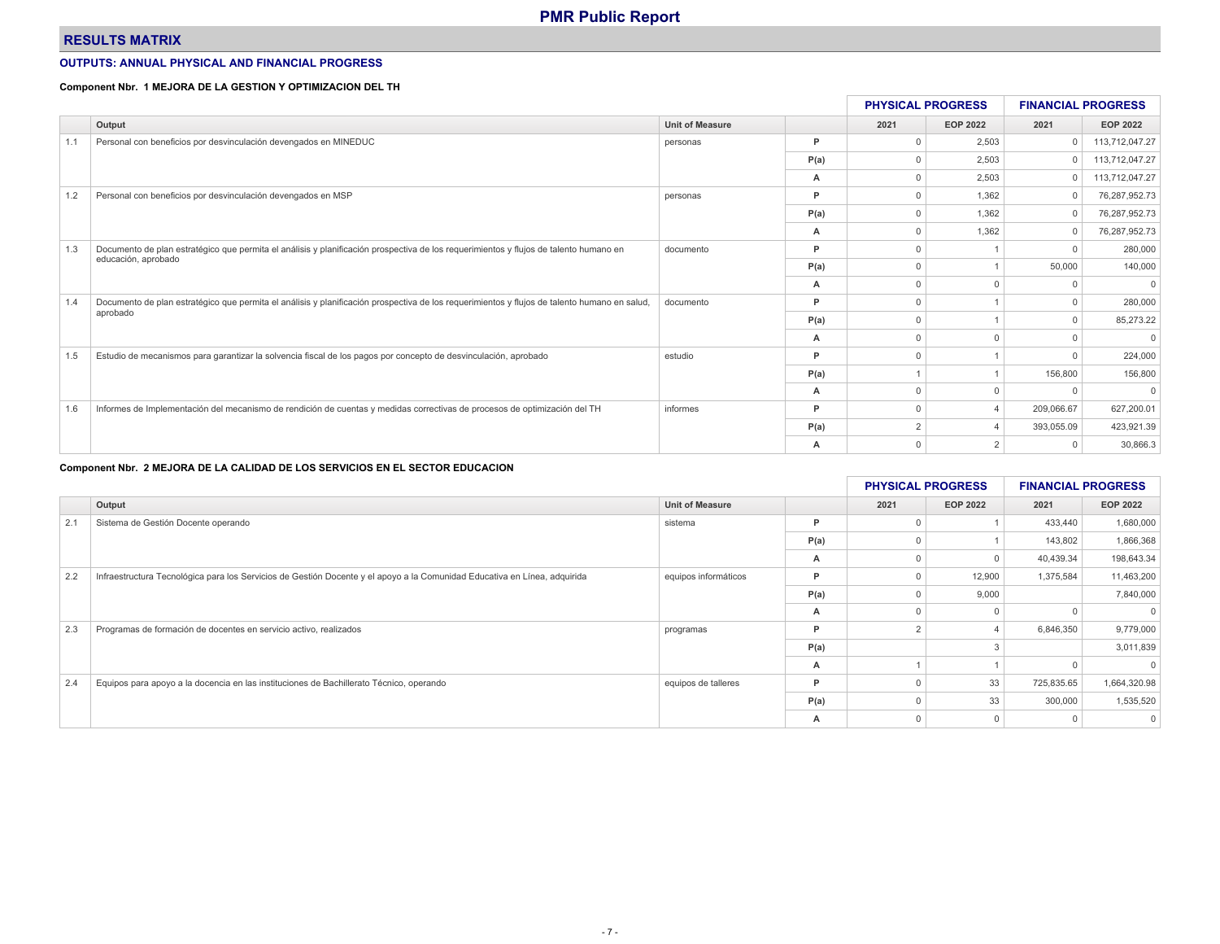## RESULTS MATRIX

### OUTPUTS: ANNUAL PHYSICAL AND FINANCIAL PROGRESS

**Component Nbr. 1 MEJORA DE LA GESTION Y OPTIMIZACION DEL TH**

| | Output | Unit of Measure | | PHYSICAL PROGRESS | | FINANCIAL PROGRESS | |
|---|---|---|---|---|---|---|---|
| | | | | 2021 | EOP 2022 | 2021 | EOP 2022 |
| 1.1 | Personal con beneficios por desvinculación devengados en MINEDUC | personas | P | 0 | 2,503 | 0 | 113,712,047.27 |
| | | | P(a) | 0 | 2,503 | 0 | 113,712,047.27 |
| | | | A | 0 | 2,503 | 0 | 113,712,047.27 |
| 1.2 | Personal con beneficios por desvinculación devengados en MSP | personas | P | 0 | 1,362 | 0 | 76,287,952.73 |
| | | | P(a) | 0 | 1,362 | 0 | 76,287,952.73 |
| | | | A | 0 | 1,362 | 0 | 76,287,952.73 |
| 1.3 | Documento de plan estratégico que permita el análisis y planificación prospectiva de los requerimientos y flujos de talento humano en educación, aprobado | documento | P | 0 | 1 | 0 | 280,000 |
| | | | P(a) | 0 | 1 | 50,000 | 140,000 |
| | | | A | 0 | 0 | 0 | 0 |
| 1.4 | Documento de plan estratégico que permita el análisis y planificación prospectiva de los requerimientos y flujos de talento humano en salud, aprobado | documento | P | 0 | 1 | 0 | 280,000 |
| | | | P(a) | 0 | 1 | 0 | 85,273.22 |
| | | | A | 0 | 0 | 0 | 0 |
| 1.5 | Estudio de mecanismos para garantizar la solvencia fiscal de los pagos por concepto de desvinculación, aprobado | estudio | P | 0 | 1 | 0 | 224,000 |
| | | | P(a) | 1 | 1 | 156,800 | 156,800 |
| | | | A | 0 | 0 | 0 | 0 |
| 1.6 | Informes de Implementación del mecanismo de rendición de cuentas y medidas correctivas de procesos de optimización del TH | informes | P | 0 | 4 | 209,066.67 | 627,200.01 |
| | | | P(a) | 2 | 4 | 393,055.09 | 423,921.39 |
| | | | A | 0 | 2 | 0 | 30,866.3 |

**Component Nbr. 2 MEJORA DE LA CALIDAD DE LOS SERVICIOS EN EL SECTOR EDUCACION**

| | Output | Unit of Measure | | PHYSICAL PROGRESS | | FINANCIAL PROGRESS | |
|---|---|---|---|---|---|---|---|
| | | | | 2021 | EOP 2022 | 2021 | EOP 2022 |
| 2.1 | Sistema de Gestión Docente operando | sistema | P | 0 | 1 | 433,440 | 1,680,000 |
| | | | P(a) | 0 | 1 | 143,802 | 1,866,368 |
| | | | A | 0 | 0 | 40,439.34 | 198,643.34 |
| 2.2 | Infraestructura Tecnológica para los Servicios de Gestión Docente y el apoyo a la Comunidad Educativa en Línea, adquirida | equipos informáticos | P | 0 | 12,900 | 1,375,584 | 11,463,200 |
| | | | P(a) | 0 | 9,000 | | 7,840,000 |
| | | | A | 0 | 0 | 0 | 0 |
| 2.3 | Programas de formación de docentes en servicio activo, realizados | programas | P | 2 | 4 | 6,846,350 | 9,779,000 |
| | | | P(a) | | 3 | | 3,011,839 |
| | | | A | 1 | 1 | 0 | 0 |
| 2.4 | Equipos para apoyo a la docencia en las instituciones de Bachillerato Técnico, operando | equipos de talleres | P | 0 | 33 | 725,835.65 | 1,664,320.98 |
| | | | P(a) | 0 | 33 | 300,000 | 1,535,520 |
| | | | A | 0 | 0 | 0 | 0 |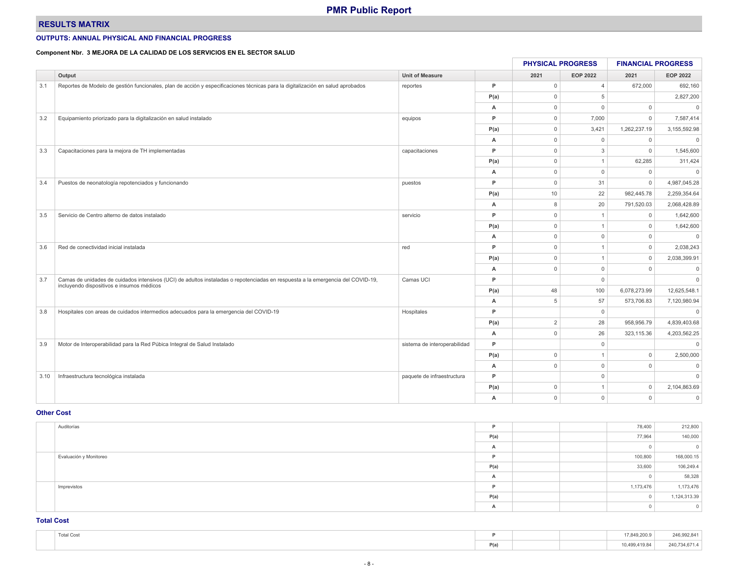# PMR Public Report

## RESULTS MATRIX

### OUTPUTS: ANNUAL PHYSICAL AND FINANCIAL PROGRESS

**Component Nbr. 3 MEJORA DE LA CALIDAD DE LOS SERVICIOS EN EL SECTOR SALUD**

| | | | | PHYSICAL PROGRESS | | FINANCIAL PROGRESS | |
|---|---|---|---|---|---|---|---|
| | Output | Unit of Measure | | 2021 | EOP 2022 | 2021 | EOP 2022 |
| 3.1 | Reportes de Modelo de gestión funcionales, plan de acción y especificaciones técnicas para la digitalización en salud aprobados | reportes | P | 0 | 4 | 672,000 | 692,160 |
| | | | P(a) | 0 | 5 | | 2,827,200 |
| | | | A | 0 | 0 | 0 | 0 |
| 3.2 | Equipamiento priorizado para la digitalización en salud instalado | equipos | P | 0 | 7,000 | 0 | 7,587,414 |
| | | | P(a) | 0 | 3,421 | 1,262,237.19 | 3,155,592.98 |
| | | | A | 0 | 0 | 0 | 0 |
| 3.3 | Capacitaciones para la mejora de TH implementadas | capacitaciones | P | 0 | 3 | 0 | 1,545,600 |
| | | | P(a) | 0 | 1 | 62,285 | 311,424 |
| | | | A | 0 | 0 | 0 | 0 |
| 3.4 | Puestos de neonatología repotenciados y funcionando | puestos | P | 0 | 31 | 0 | 4,987,045.28 |
| | | | P(a) | 10 | 22 | 982,445.78 | 2,259,354.64 |
| | | | A | 8 | 20 | 791,520.03 | 2,068,428.89 |
| 3.5 | Servicio de Centro alterno de datos instalado | servicio | P | 0 | 1 | 0 | 1,642,600 |
| | | | P(a) | 0 | 1 | 0 | 1,642,600 |
| | | | A | 0 | 0 | 0 | 0 |
| 3.6 | Red de conectividad inicial instalada | red | P | 0 | 1 | 0 | 2,038,243 |
| | | | P(a) | 0 | 1 | 0 | 2,038,399.91 |
| | | | A | 0 | 0 | 0 | 0 |
| 3.7 | Camas de unidades de cuidados intensivos (UCI) de adultos instaladas o repotenciadas en respuesta a la emergencia del COVID-19, incluyendo dispositivos e insumos médicos | Camas UCI | P | | 0 | | 0 |
| | | | P(a) | 48 | 100 | 6,078,273.99 | 12,625,548.1 |
| | | | A | 5 | 57 | 573,706.83 | 7,120,980.94 |
| 3.8 | Hospitales con areas de cuidados intermedios adecuados para la emergencia del COVID-19 | Hospitales | P | | 0 | | 0 |
| | | | P(a) | 2 | 28 | 958,956.79 | 4,839,403.68 |
| | | | A | 0 | 26 | 323,115.36 | 4,203,562.25 |
| 3.9 | Motor de Interoperabilidad para la Red Púbica Integral de Salud Instalado | sistema de interoperabilidad | P | | 0 | | 0 |
| | | | P(a) | 0 | 1 | 0 | 2,500,000 |
| | | | A | 0 | 0 | 0 | 0 |
| 3.10 | Infraestructura tecnológica instalada | paquete de infraestructura | P | | 0 | | 0 |
| | | | P(a) | 0 | 1 | 0 | 2,104,863.69 |
| | | | A | 0 | 0 | 0 | 0 |

### Other Cost

| | | | | | | |
|---|---|---|---|---|---|---|
| | Auditorías | P | | | 78,400 | 212,800 |
| | | P(a) | | | 77,964 | 140,000 |
| | | A | | | 0 | 0 |
| | Evaluación y Monitoreo | P | | | 100,800 | 168,000.15 |
| | | P(a) | | | 33,600 | 106,249.4 |
| | | A | | | 0 | 58,328 |
| | Imprevistos | P | | | 1,173,476 | 1,173,476 |
| | | P(a) | | | 0 | 1,124,313.39 |
| | | A | | | 0 | 0 |

### Total Cost

| | | | | | | |
|---|---|---|---|---|---|---|
| | Total Cost | P | | | 17,849,200.9 | 246,992,841 |
| | | P(a) | | | 10,499,419.84 | 240,734,671.4 |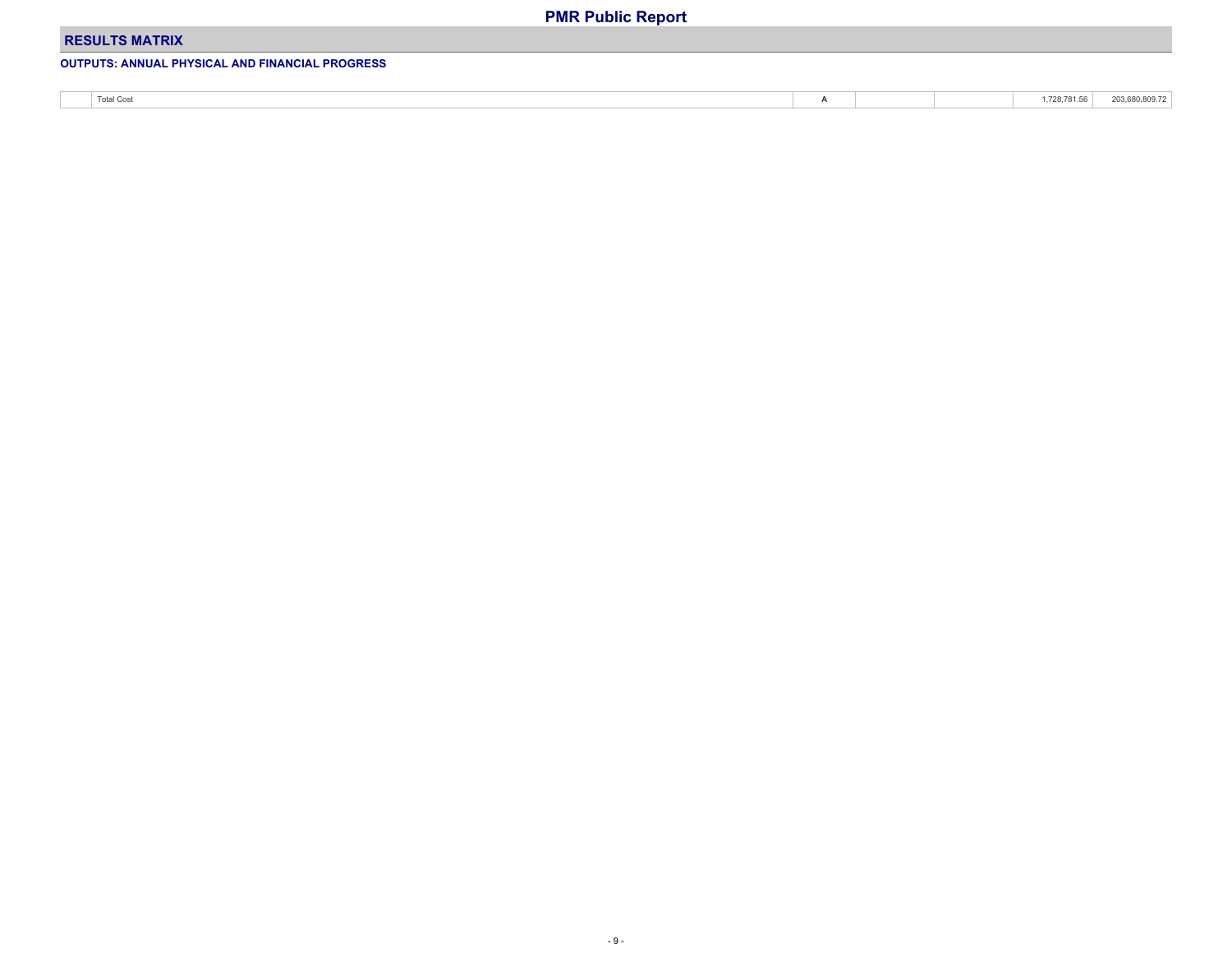# PMR Public Report

## RESULTS MATRIX

### OUTPUTS: ANNUAL PHYSICAL AND FINANCIAL PROGRESS

| | | | | | | |
|---|---|---|---|---|---|---|
| | Total Cost | A | | | 1,728,781.56 | 203,680,809.72 |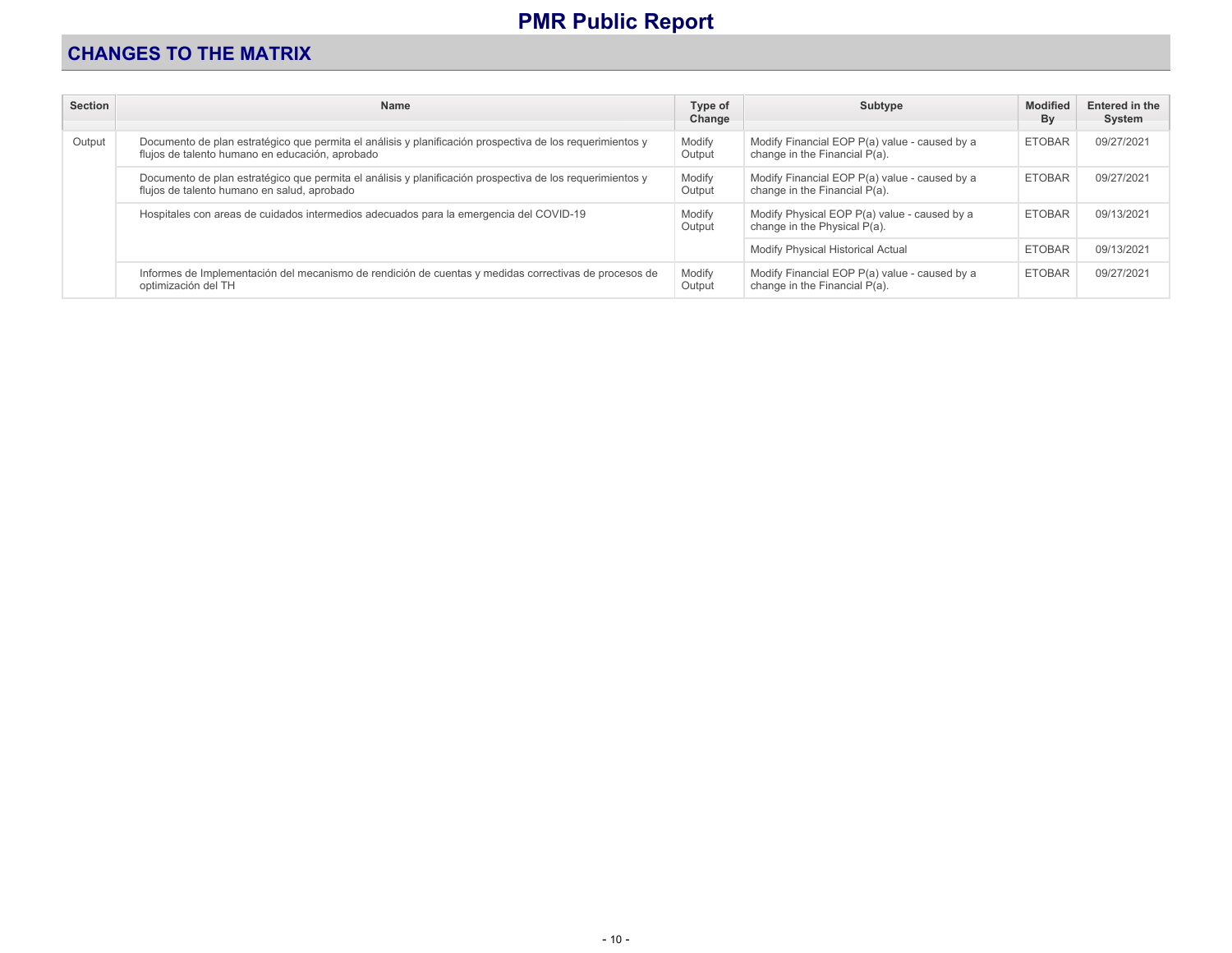# PMR Public Report

## CHANGES TO THE MATRIX

| Section | Name | Type of Change | Subtype | Modified By | Entered in the System |
| --- | --- | --- | --- | --- | --- |
| Output | Documento de plan estratégico que permita el análisis y planificación prospectiva de los requerimientos y flujos de talento humano en educación, aprobado | Modify Output | Modify Financial EOP P(a) value - caused by a change in the Financial P(a). | ETOBAR | 09/27/2021 |
| | Documento de plan estratégico que permita el análisis y planificación prospectiva de los requerimientos y flujos de talento humano en salud, aprobado | Modify Output | Modify Financial EOP P(a) value - caused by a change in the Financial P(a). | ETOBAR | 09/27/2021 |
| | Hospitales con areas de cuidados intermedios adecuados para la emergencia del COVID-19 | Modify Output | Modify Physical EOP P(a) value - caused by a change in the Physical P(a). | ETOBAR | 09/13/2021 |
| | | | Modify Physical Historical Actual | ETOBAR | 09/13/2021 |
| | Informes de Implementación del mecanismo de rendición de cuentas y medidas correctivas de procesos de optimización del TH | Modify Output | Modify Financial EOP P(a) value - caused by a change in the Financial P(a). | ETOBAR | 09/27/2021 |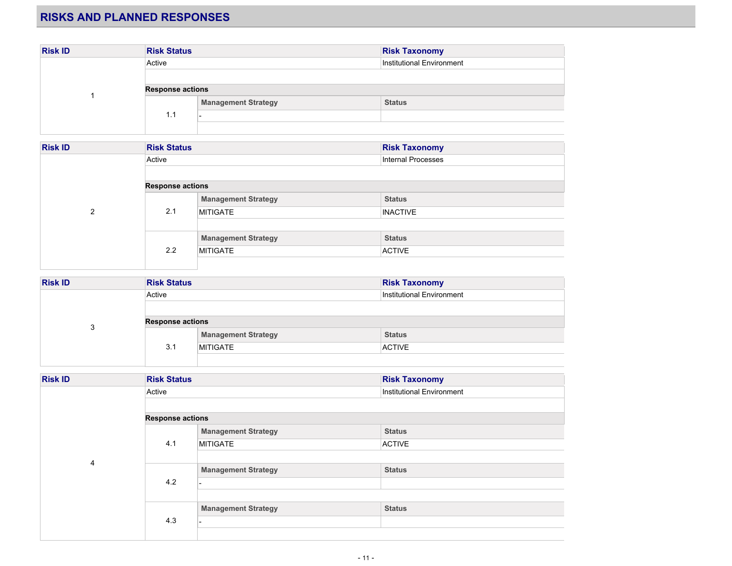## RISKS AND PLANNED RESPONSES

| Risk ID | Risk Status | Risk Taxonomy |
|---|---|---|
| 1 | Active | Institutional Environment |

**Response actions**

| | Management Strategy | Status |
|---|---|---|
| 1.1 | - | |

| Risk ID | Risk Status | Risk Taxonomy |
|---|---|---|
| 2 | Active | Internal Processes |

**Response actions**

| | Management Strategy | Status |
|---|---|---|
| 2.1 | MITIGATE | INACTIVE |
| 2.2 | MITIGATE | ACTIVE |

| Risk ID | Risk Status | Risk Taxonomy |
|---|---|---|
| 3 | Active | Institutional Environment |

**Response actions**

| | Management Strategy | Status |
|---|---|---|
| 3.1 | MITIGATE | ACTIVE |

| Risk ID | Risk Status | Risk Taxonomy |
|---|---|---|
| 4 | Active | Institutional Environment |

**Response actions**

| | Management Strategy | Status |
|---|---|---|
| 4.1 | MITIGATE | ACTIVE |
| 4.2 | - | |
| 4.3 | - | |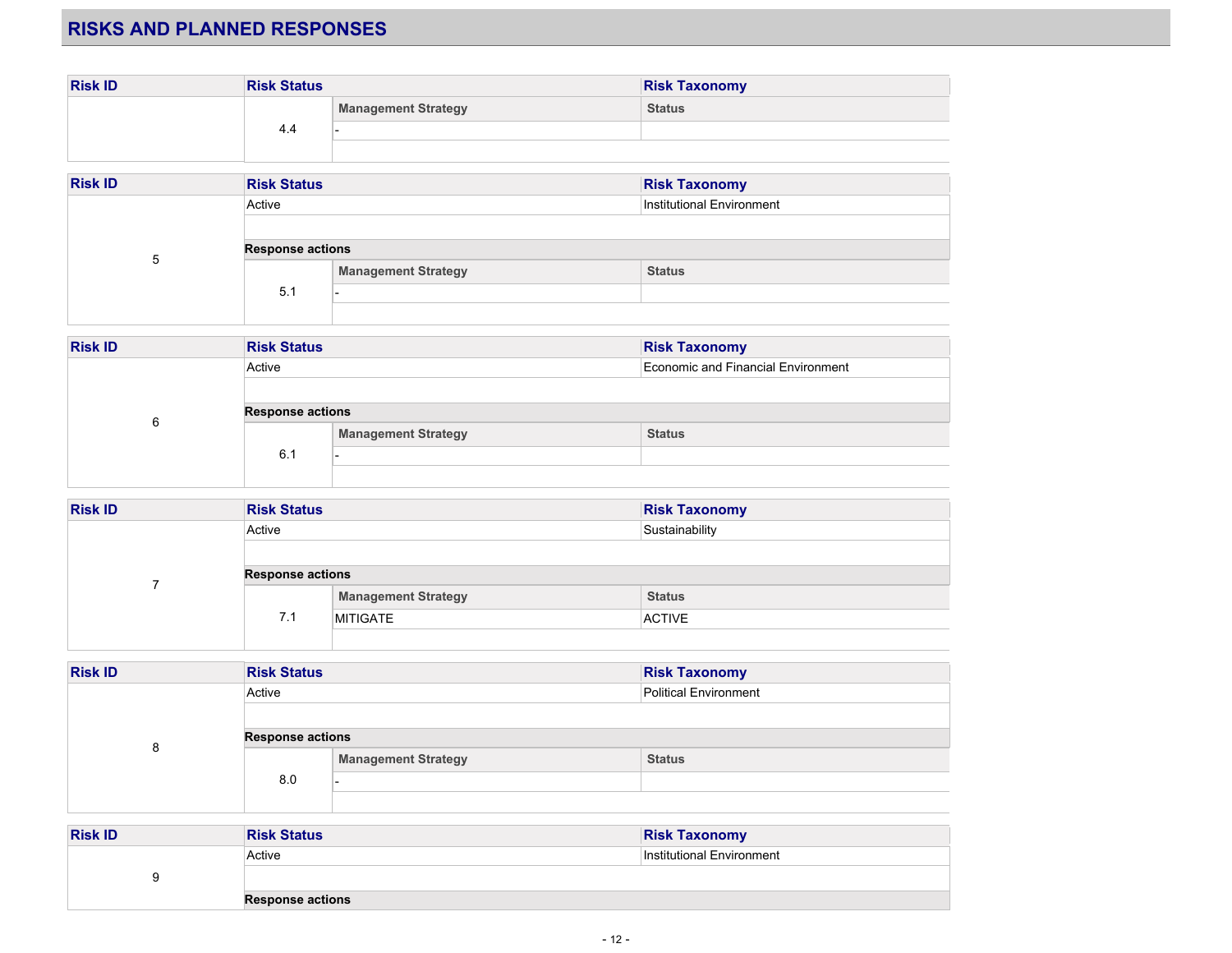## RISKS AND PLANNED RESPONSES

| Risk ID | Risk Status | | Risk Taxonomy |
|---|---|---|---|
| | | **Management Strategy** | **Status** |
| | 4.4 | - | |

| Risk ID | Risk Status | | Risk Taxonomy |
|---|---|---|---|
| 5 | Active | | Institutional Environment |
| | **Response actions** | | |
| | | **Management Strategy** | **Status** |
| | 5.1 | - | |

| Risk ID | Risk Status | | Risk Taxonomy |
|---|---|---|---|
| 6 | Active | | Economic and Financial Environment |
| | **Response actions** | | |
| | | **Management Strategy** | **Status** |
| | 6.1 | - | |

| Risk ID | Risk Status | | Risk Taxonomy |
|---|---|---|---|
| 7 | Active | | Sustainability |
| | **Response actions** | | |
| | | **Management Strategy** | **Status** |
| | 7.1 | MITIGATE | ACTIVE |

| Risk ID | Risk Status | | Risk Taxonomy |
|---|---|---|---|
| 8 | Active | | Political Environment |
| | **Response actions** | | |
| | | **Management Strategy** | **Status** |
| | 8.0 | - | |

| Risk ID | Risk Status | | Risk Taxonomy |
|---|---|---|---|
| 9 | Active | | Institutional Environment |
| | **Response actions** | | |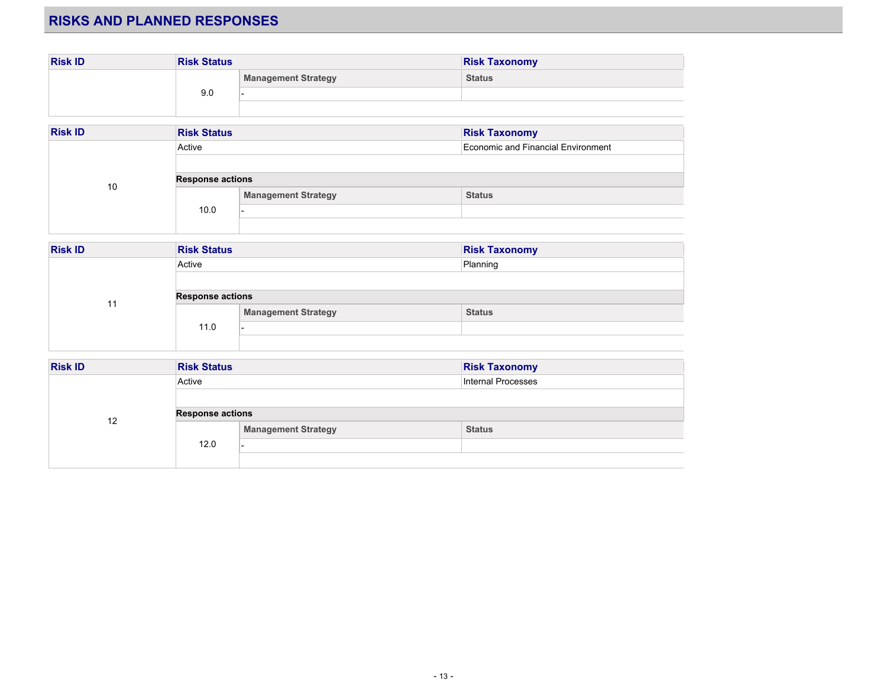## RISKS AND PLANNED RESPONSES

| Risk ID | Risk Status | | Risk Taxonomy |
|---|---|---|---|
| | 9.0 | Management Strategy | Status |
| | | - | |

| Risk ID | Risk Status | | Risk Taxonomy |
|---|---|---|---|
| 10 | Active | | Economic and Financial Environment |
| | **Response actions** | | |
| | 10.0 | Management Strategy | Status |
| | | - | |

| Risk ID | Risk Status | | Risk Taxonomy |
|---|---|---|---|
| 11 | Active | | Planning |
| | **Response actions** | | |
| | 11.0 | Management Strategy | Status |
| | | - | |

| Risk ID | Risk Status | | Risk Taxonomy |
|---|---|---|---|
| 12 | Active | | Internal Processes |
| | **Response actions** | | |
| | 12.0 | Management Strategy | Status |
| | | - | |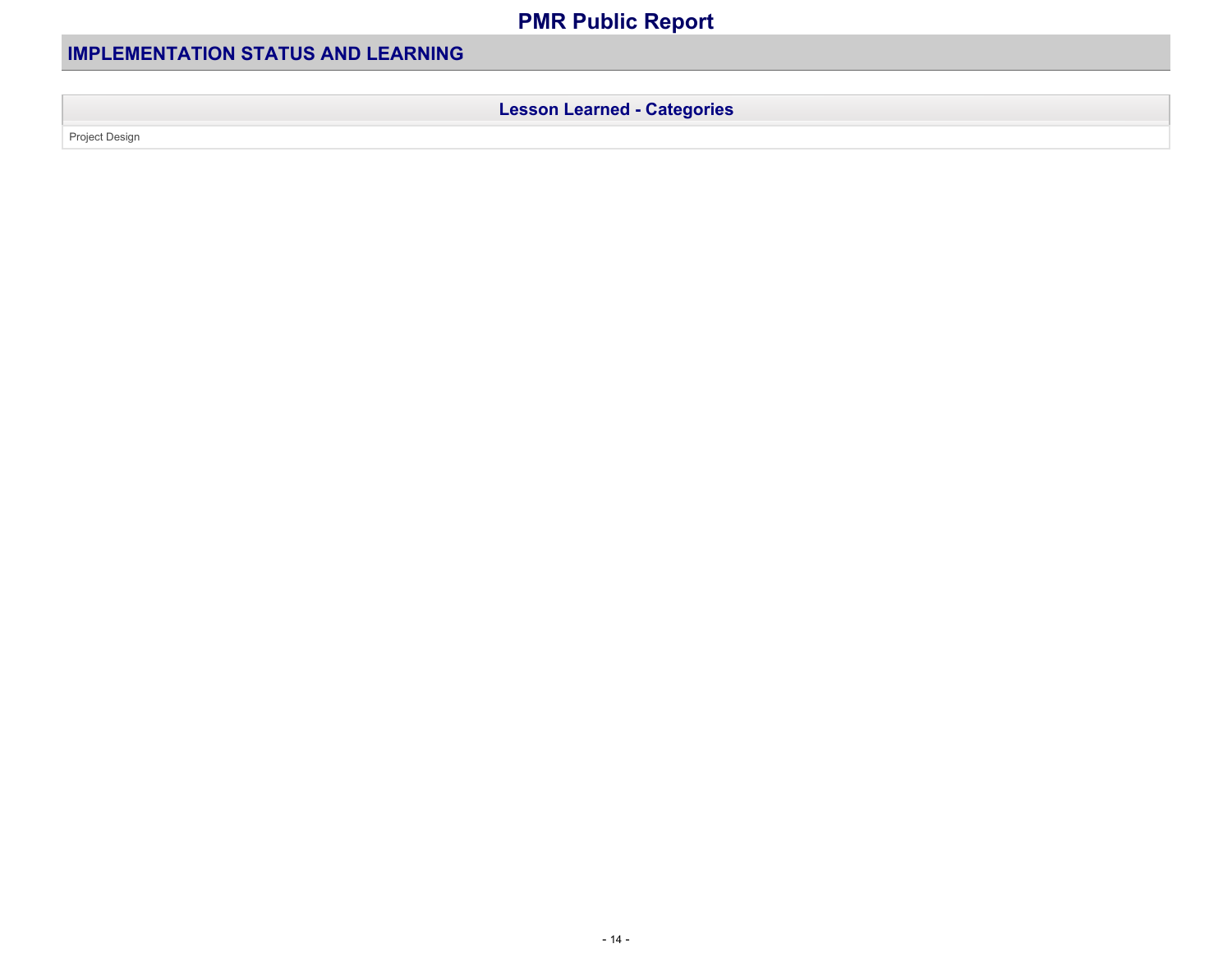## IMPLEMENTATION STATUS AND LEARNING

| Lesson Learned - Categories |
| --- |
| Project Design |